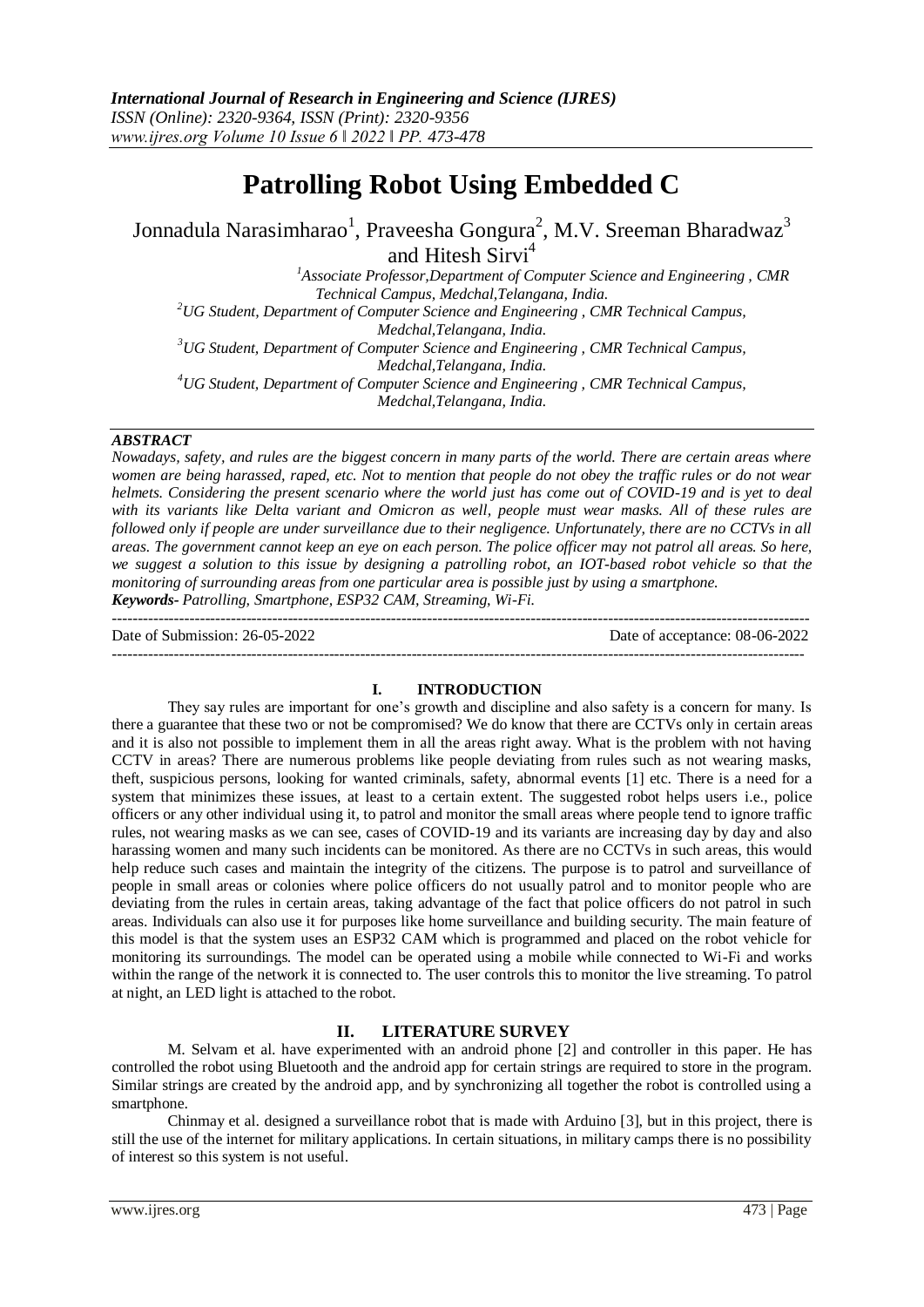# Patrolling Robot Using Embedded C

Jonnadula Narasimharao[1], Praveesha Gongura[2], M.V. Sreeman Bharadwaz[3] and Hitesh Sirvi[4]

[1]Associate Professor,Department of Computer Science and Engineering , CMR Technical Campus, Medchal,Telangana, India.
[2]UG Student, Department of Computer Science and Engineering , CMR Technical Campus, Medchal,Telangana, India.
[3]UG Student, Department of Computer Science and Engineering , CMR Technical Campus, Medchal,Telangana, India.
[4]UG Student, Department of Computer Science and Engineering , CMR Technical Campus, Medchal,Telangana, India.

***ABSTRACT***

*Nowadays, safety, and rules are the biggest concern in many parts of the world. There are certain areas where women are being harassed, raped, etc. Not to mention that people do not obey the traffic rules or do not wear helmets. Considering the present scenario where the world just has come out of COVID-19 and is yet to deal with its variants like Delta variant and Omicron as well, people must wear masks. All of these rules are followed only if people are under surveillance due to their negligence. Unfortunately, there are no CCTVs in all areas. The government cannot keep an eye on each person. The police officer may not patrol all areas. So here, we suggest a solution to this issue by designing a patrolling robot, an IOT-based robot vehicle so that the monitoring of surrounding areas from one particular area is possible just by using a smartphone.*

***Keywords-** Patrolling, Smartphone, ESP32 CAM, Streaming, Wi-Fi.*

Date of Submission: 26-05-2022 Date of acceptance: 08-06-2022

## I. INTRODUCTION

They say rules are important for one's growth and discipline and also safety is a concern for many. Is there a guarantee that these two or not be compromised? We do know that there are CCTVs only in certain areas and it is also not possible to implement them in all the areas right away. What is the problem with not having CCTV in areas? There are numerous problems like people deviating from rules such as not wearing masks, theft, suspicious persons, looking for wanted criminals, safety, abnormal events [1] etc. There is a need for a system that minimizes these issues, at least to a certain extent. The suggested robot helps users i.e., police officers or any other individual using it, to patrol and monitor the small areas where people tend to ignore traffic rules, not wearing masks as we can see, cases of COVID-19 and its variants are increasing day by day and also harassing women and many such incidents can be monitored. As there are no CCTVs in such areas, this would help reduce such cases and maintain the integrity of the citizens. The purpose is to patrol and surveillance of people in small areas or colonies where police officers do not usually patrol and to monitor people who are deviating from the rules in certain areas, taking advantage of the fact that police officers do not patrol in such areas. Individuals can also use it for purposes like home surveillance and building security. The main feature of this model is that the system uses an ESP32 CAM which is programmed and placed on the robot vehicle for monitoring its surroundings. The model can be operated using a mobile while connected to Wi-Fi and works within the range of the network it is connected to. The user controls this to monitor the live streaming. To patrol at night, an LED light is attached to the robot.

## II. LITERATURE SURVEY

M. Selvam et al. have experimented with an android phone [2] and controller in this paper. He has controlled the robot using Bluetooth and the android app for certain strings are required to store in the program. Similar strings are created by the android app, and by synchronizing all together the robot is controlled using a smartphone.

Chinmay et al. designed a surveillance robot that is made with Arduino [3], but in this project, there is still the use of the internet for military applications. In certain situations, in military camps there is no possibility of interest so this system is not useful.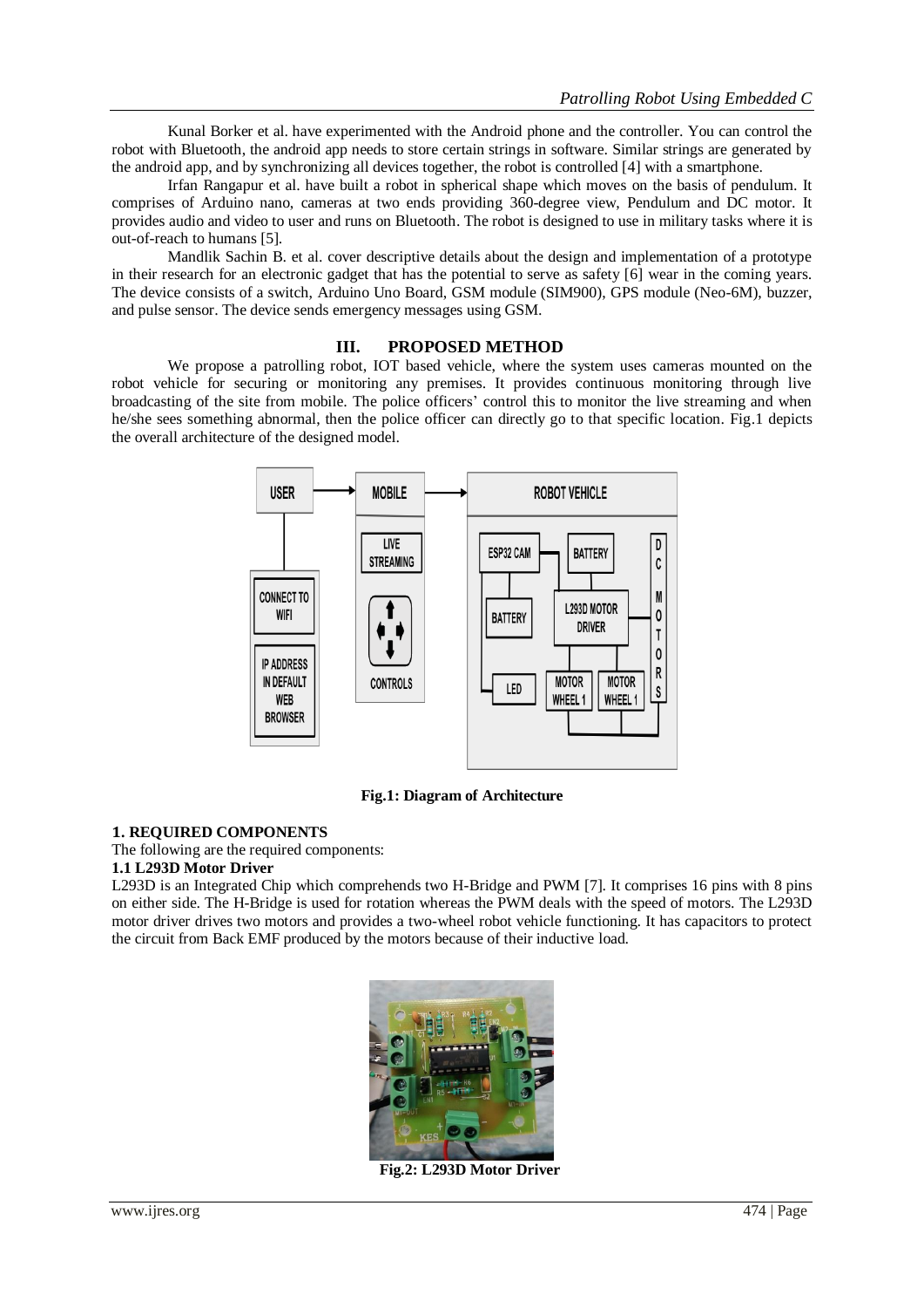Kunal Borker et al. have experimented with the Android phone and the controller. You can control the robot with Bluetooth, the android app needs to store certain strings in software. Similar strings are generated by the android app, and by synchronizing all devices together, the robot is controlled [4] with a smartphone.

Irfan Rangapur et al. have built a robot in spherical shape which moves on the basis of pendulum. It comprises of Arduino nano, cameras at two ends providing 360-degree view, Pendulum and DC motor. It provides audio and video to user and runs on Bluetooth. The robot is designed to use in military tasks where it is out-of-reach to humans [5].

Mandlik Sachin B. et al. cover descriptive details about the design and implementation of a prototype in their research for an electronic gadget that has the potential to serve as safety [6] wear in the coming years. The device consists of a switch, Arduino Uno Board, GSM module (SIM900), GPS module (Neo-6M), buzzer, and pulse sensor. The device sends emergency messages using GSM.

## III. PROPOSED METHOD

We propose a patrolling robot, IOT based vehicle, where the system uses cameras mounted on the robot vehicle for securing or monitoring any premises. It provides continuous monitoring through live broadcasting of the site from mobile. The police officers' control this to monitor the live streaming and when he/she sees something abnormal, then the police officer can directly go to that specific location. Fig.1 depicts the overall architecture of the designed model.

**Fig.1: Diagram of Architecture**

### 1. REQUIRED COMPONENTS

The following are the required components:

#### 1.1 L293D Motor Driver

L293D is an Integrated Chip which comprehends two H-Bridge and PWM [7]. It comprises 16 pins with 8 pins on either side. The H-Bridge is used for rotation whereas the PWM deals with the speed of motors. The L293D motor driver drives two motors and provides a two-wheel robot vehicle functioning. It has capacitors to protect the circuit from Back EMF produced by the motors because of their inductive load.

**Fig.2: L293D Motor Driver**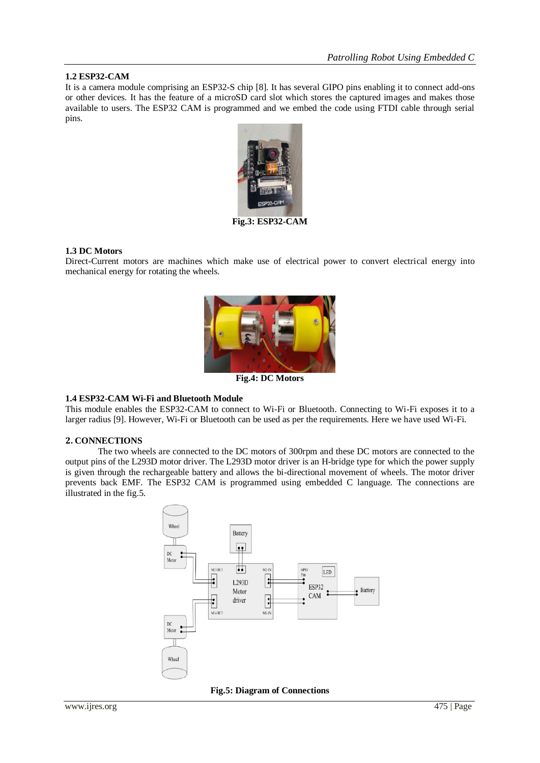### 1.2 ESP32-CAM

It is a camera module comprising an ESP32-S chip [8]. It has several GIPO pins enabling it to connect add-ons or other devices. It has the feature of a microSD card slot which stores the captured images and makes those available to users. The ESP32 CAM is programmed and we embed the code using FTDI cable through serial pins.

**Fig.3: ESP32-CAM**

### 1.3 DC Motors

Direct-Current motors are machines which make use of electrical power to convert electrical energy into mechanical energy for rotating the wheels.

**Fig.4: DC Motors**

### 1.4 ESP32-CAM Wi-Fi and Bluetooth Module

This module enables the ESP32-CAM to connect to Wi-Fi or Bluetooth. Connecting to Wi-Fi exposes it to a larger radius [9]. However, Wi-Fi or Bluetooth can be used as per the requirements. Here we have used Wi-Fi.

## 2. CONNECTIONS

The two wheels are connected to the DC motors of 300rpm and these DC motors are connected to the output pins of the L293D motor driver. The L293D motor driver is an H-bridge type for which the power supply is given through the rechargeable battery and allows the bi-directional movement of wheels. The motor driver prevents back EMF. The ESP32 CAM is programmed using embedded C language. The connections are illustrated in the fig.5.

**Fig.5: Diagram of Connections**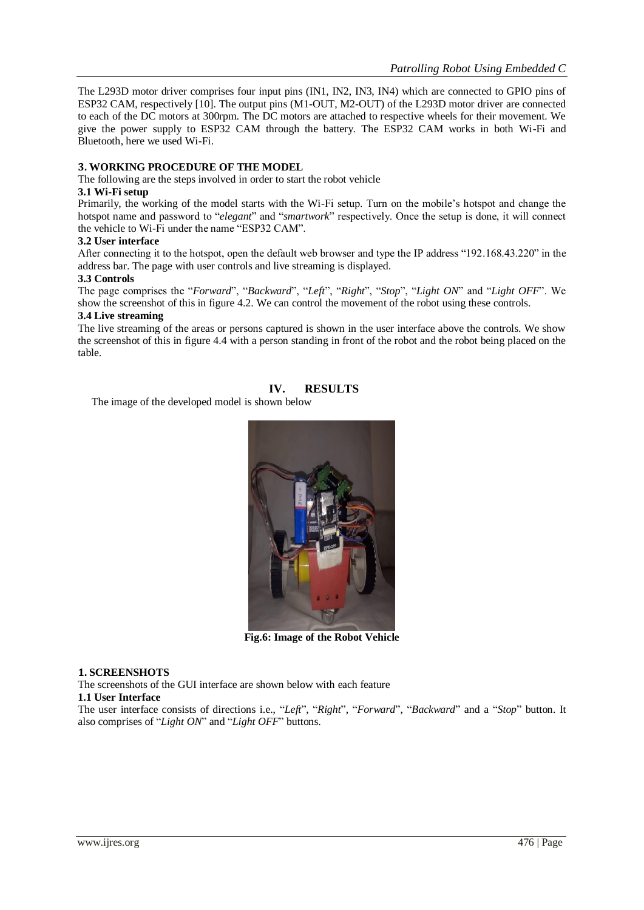The L293D motor driver comprises four input pins (IN1, IN2, IN3, IN4) which are connected to GPIO pins of ESP32 CAM, respectively [10]. The output pins (M1-OUT, M2-OUT) of the L293D motor driver are connected to each of the DC motors at 300rpm. The DC motors are attached to respective wheels for their movement. We give the power supply to ESP32 CAM through the battery. The ESP32 CAM works in both Wi-Fi and Bluetooth, here we used Wi-Fi.

### 3. WORKING PROCEDURE OF THE MODEL

The following are the steps involved in order to start the robot vehicle

#### 3.1 Wi-Fi setup

Primarily, the working of the model starts with the Wi-Fi setup. Turn on the mobile's hotspot and change the hotspot name and password to "*elegant*" and "*smartwork*" respectively. Once the setup is done, it will connect the vehicle to Wi-Fi under the name "ESP32 CAM".

#### 3.2 User interface

After connecting it to the hotspot, open the default web browser and type the IP address "192.168.43.220" in the address bar. The page with user controls and live streaming is displayed.

#### 3.3 Controls

The page comprises the "*Forward*", "*Backward*", "*Left*", "*Right*", "*Stop*", "*Light ON*" and "*Light OFF*". We show the screenshot of this in figure 4.2. We can control the movement of the robot using these controls.

#### 3.4 Live streaming

The live streaming of the areas or persons captured is shown in the user interface above the controls. We show the screenshot of this in figure 4.4 with a person standing in front of the robot and the robot being placed on the table.

## IV. RESULTS

The image of the developed model is shown below

**Fig.6: Image of the Robot Vehicle**

### 1. SCREENSHOTS

The screenshots of the GUI interface are shown below with each feature

#### 1.1 User Interface

The user interface consists of directions i.e., "*Left*", "*Right*", "*Forward*", "*Backward*" and a "*Stop*" button. It also comprises of "*Light ON*" and "*Light OFF*" buttons.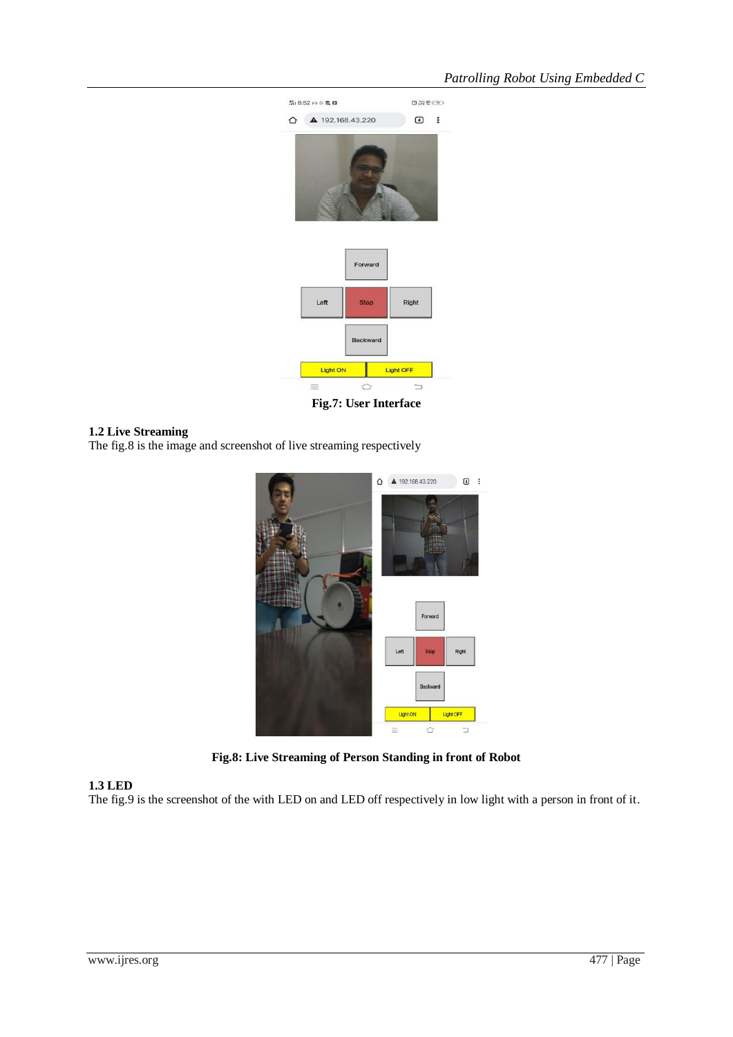Fig.7: User Interface

### 1.2 Live Streaming

The fig.8 is the image and screenshot of live streaming respectively

Fig.8: Live Streaming of Person Standing in front of Robot

### 1.3 LED

The fig.9 is the screenshot of the with LED on and LED off respectively in low light with a person in front of it.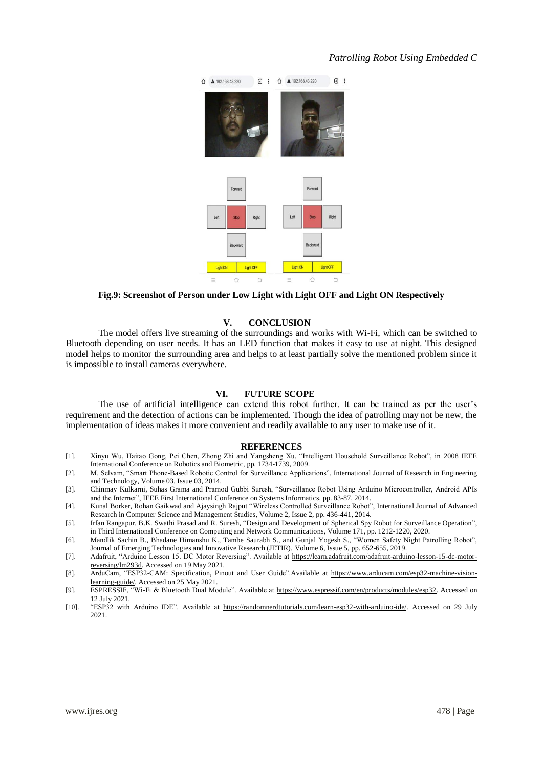**Fig.9: Screenshot of Person under Low Light with Light OFF and Light ON Respectively**

## V. CONCLUSION

The model offers live streaming of the surroundings and works with Wi-Fi, which can be switched to Bluetooth depending on user needs. It has an LED function that makes it easy to use at night. This designed model helps to monitor the surrounding area and helps to at least partially solve the mentioned problem since it is impossible to install cameras everywhere.

## VI. FUTURE SCOPE

The use of artificial intelligence can extend this robot further. It can be trained as per the user's requirement and the detection of actions can be implemented. Though the idea of patrolling may not be new, the implementation of ideas makes it more convenient and readily available to any user to make use of it.

## REFERENCES

[1]. Xinyu Wu, Haitao Gong, Pei Chen, Zhong Zhi and Yangsheng Xu, "Intelligent Household Surveillance Robot", in 2008 IEEE International Conference on Robotics and Biometric, pp. 1734-1739, 2009.

[2]. M. Selvam, "Smart Phone-Based Robotic Control for Surveillance Applications", International Journal of Research in Engineering and Technology, Volume 03, Issue 03, 2014.

[3]. Chinmay Kulkarni, Suhas Grama and Pramod Gubbi Suresh, "Surveillance Robot Using Arduino Microcontroller, Android APIs and the Internet", IEEE First International Conference on Systems Informatics, pp. 83-87, 2014.

[4]. Kunal Borker, Rohan Gaikwad and Ajaysingh Rajput "Wireless Controlled Surveillance Robot", International Journal of Advanced Research in Computer Science and Management Studies, Volume 2, Issue 2, pp. 436-441, 2014.

[5]. Irfan Rangapur, B.K. Swathi Prasad and R. Suresh, "Design and Development of Spherical Spy Robot for Surveillance Operation", in Third International Conference on Computing and Network Communications, Volume 171, pp. 1212-1220, 2020.

[6]. Mandlik Sachin B., Bhadane Himanshu K., Tambe Saurabh S., and Gunjal Yogesh S., "Women Safety Night Patrolling Robot", Journal of Emerging Technologies and Innovative Research (JETIR), Volume 6, Issue 5, pp. 652-655, 2019.

[7]. Adafruit, "Arduino Lesson 15. DC Motor Reversing". Available at https://learn.adafruit.com/adafruit-arduino-lesson-15-dc-motor-reversing/lm293d. Accessed on 19 May 2021.

[8]. ArduCam, "ESP32-CAM: Specification, Pinout and User Guide".Available at https://www.arducam.com/esp32-machine-vision-learning-guide/. Accessed on 25 May 2021.

[9]. ESPRESSIF, "Wi-Fi & Bluetooth Dual Module". Available at https://www.espressif.com/en/products/modules/esp32. Accessed on 12 July 2021.

[10]. "ESP32 with Arduino IDE". Available at https://randomnerdtutorials.com/learn-esp32-with-arduino-ide/. Accessed on 29 July 2021.